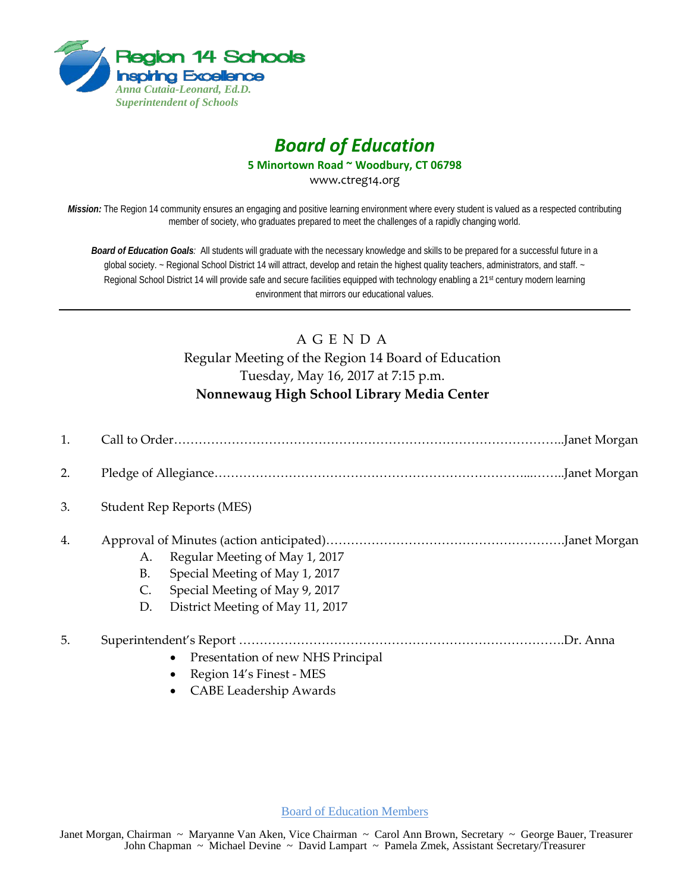Region 14 Schools
Inspiring Excellence
*Anna Cutaia-Leonard, Ed.D.*
*Superintendent of Schools*

# *Board of Education*

**5 Minortown Road ~ Woodbury, CT 06798**

www.ctreg14.org

***Mission:*** The Region 14 community ensures an engaging and positive learning environment where every student is valued as a respected contributing member of society, who graduates prepared to meet the challenges of a rapidly changing world.

***Board of Education Goals****:* All students will graduate with the necessary knowledge and skills to be prepared for a successful future in a global society. ~ Regional School District 14 will attract, develop and retain the highest quality teachers, administrators, and staff. ~ Regional School District 14 will provide safe and secure facilities equipped with technology enabling a 21st century modern learning environment that mirrors our educational values.

---

## A G E N D A

Regular Meeting of the Region 14 Board of Education
Tuesday, May 16, 2017 at 7:15 p.m.
**Nonnewaug High School Library Media Center**

1. Call to Order………………………………………………………………………………..Janet Morgan

2. Pledge of Allegiance…………………………………………………………………...……..Janet Morgan

3. Student Rep Reports (MES)

4. Approval of Minutes (action anticipated)…………………………………………………Janet Morgan
   - A. Regular Meeting of May 1, 2017
   - B. Special Meeting of May 1, 2017
   - C. Special Meeting of May 9, 2017
   - D. District Meeting of May 11, 2017

5. Superintendent's Report ……………………………………………………………………Dr. Anna
   - Presentation of new NHS Principal
   - Region 14's Finest - MES
   - CABE Leadership Awards

Board of Education Members

Janet Morgan, Chairman ~ Maryanne Van Aken, Vice Chairman ~ Carol Ann Brown, Secretary ~ George Bauer, Treasurer
John Chapman ~ Michael Devine ~ David Lampart ~ Pamela Zmek, Assistant Secretary/Treasurer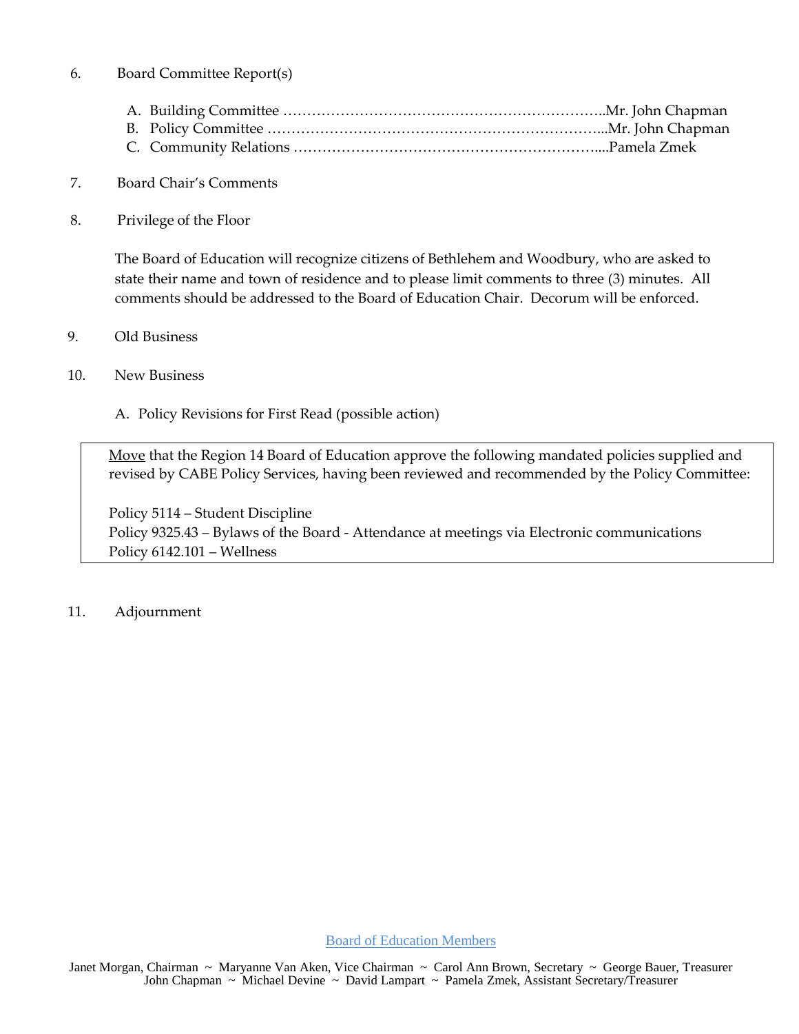6. Board Committee Report(s)

   A. Building Committee …………………………………………………………..Mr. John Chapman
   B. Policy Committee ……………………………………………………………...Mr. John Chapman
   C. Community Relations ………………………………………………………....Pamela Zmek

7. Board Chair's Comments

8. Privilege of the Floor

   The Board of Education will recognize citizens of Bethlehem and Woodbury, who are asked to state their name and town of residence and to please limit comments to three (3) minutes. All comments should be addressed to the Board of Education Chair. Decorum will be enforced.

9. Old Business

10. New Business

    A. Policy Revisions for First Read (possible action)

> Move that the Region 14 Board of Education approve the following mandated policies supplied and revised by CABE Policy Services, having been reviewed and recommended by the Policy Committee:
>
> Policy 5114 – Student Discipline
> Policy 9325.43 – Bylaws of the Board - Attendance at meetings via Electronic communications
> Policy 6142.101 – Wellness

11. Adjournment

Board of Education Members

Janet Morgan, Chairman ~ Maryanne Van Aken, Vice Chairman ~ Carol Ann Brown, Secretary ~ George Bauer, Treasurer
John Chapman ~ Michael Devine ~ David Lampart ~ Pamela Zmek, Assistant Secretary/Treasurer